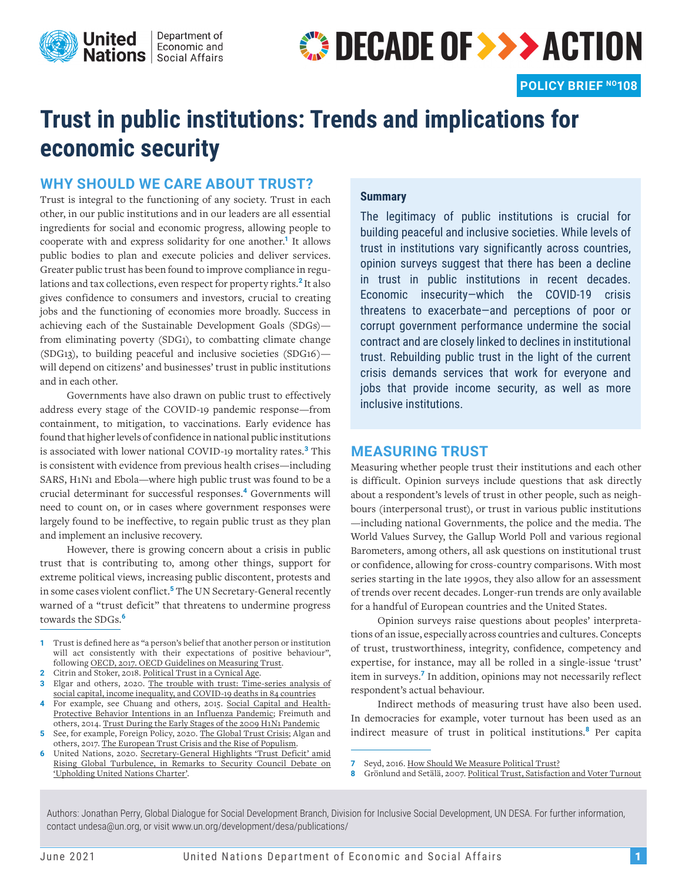United Nations | Department of Economic and Social Affairs

DECADE OF >>> ACTION

**POLICY BRIEF NO108**

# Trust in public institutions: Trends and implications for economic security

## WHY SHOULD WE CARE ABOUT TRUST?

Trust is integral to the functioning of any society. Trust in each other, in our public institutions and in our leaders are all essential ingredients for social and economic progress, allowing people to cooperate with and express solidarity for one another.[1] It allows public bodies to plan and execute policies and deliver services. Greater public trust has been found to improve compliance in regulations and tax collections, even respect for property rights.[2] It also gives confidence to consumers and investors, crucial to creating jobs and the functioning of economies more broadly. Success in achieving each of the Sustainable Development Goals (SDGs)—from eliminating poverty (SDG1), to combatting climate change (SDG13), to building peaceful and inclusive societies (SDG16)—will depend on citizens' and businesses' trust in public institutions and in each other.

Governments have also drawn on public trust to effectively address every stage of the COVID-19 pandemic response—from containment, to mitigation, to vaccinations. Early evidence has found that higher levels of confidence in national public institutions is associated with lower national COVID-19 mortality rates.[3] This is consistent with evidence from previous health crises—including SARS, H1N1 and Ebola—where high public trust was found to be a crucial determinant for successful responses.[4] Governments will need to count on, or in cases where government responses were largely found to be ineffective, to regain public trust as they plan and implement an inclusive recovery.

However, there is growing concern about a crisis in public trust that is contributing to, among other things, support for extreme political views, increasing public discontent, protests and in some cases violent conflict.[5] The UN Secretary-General recently warned of a "trust deficit" that threatens to undermine progress towards the SDGs.[6]

1 Trust is defined here as "a person's belief that another person or institution will act consistently with their expectations of positive behaviour", following OECD, 2017. OECD Guidelines on Measuring Trust.
2 Citrin and Stoker, 2018. Political Trust in a Cynical Age.
3 Elgar and others, 2020. The trouble with trust: Time-series analysis of social capital, income inequality, and COVID-19 deaths in 84 countries
4 For example, see Chuang and others, 2015. Social Capital and Health-Protective Behavior Intentions in an Influenza Pandemic; Freimuth and others, 2014. Trust During the Early Stages of the 2009 H1N1 Pandemic
5 See, for example, Foreign Policy, 2020. The Global Trust Crisis; Algan and others, 2017. The European Trust Crisis and the Rise of Populism.
6 United Nations, 2020. Secretary-General Highlights 'Trust Deficit' amid Rising Global Turbulence, in Remarks to Security Council Debate on 'Upholding United Nations Charter'.

**Summary**

The legitimacy of public institutions is crucial for building peaceful and inclusive societies. While levels of trust in institutions vary significantly across countries, opinion surveys suggest that there has been a decline in trust in public institutions in recent decades. Economic insecurity—which the COVID-19 crisis threatens to exacerbate—and perceptions of poor or corrupt government performance undermine the social contract and are closely linked to declines in institutional trust. Rebuilding public trust in the light of the current crisis demands services that work for everyone and jobs that provide income security, as well as more inclusive institutions.

## MEASURING TRUST

Measuring whether people trust their institutions and each other is difficult. Opinion surveys include questions that ask directly about a respondent's levels of trust in other people, such as neighbours (interpersonal trust), or trust in various public institutions —including national Governments, the police and the media. The World Values Survey, the Gallup World Poll and various regional Barometers, among others, all ask questions on institutional trust or confidence, allowing for cross-country comparisons. With most series starting in the late 1990s, they also allow for an assessment of trends over recent decades. Longer-run trends are only available for a handful of European countries and the United States.

Opinion surveys raise questions about peoples' interpretations of an issue, especially across countries and cultures. Concepts of trust, trustworthiness, integrity, confidence, competency and expertise, for instance, may all be rolled in a single-issue 'trust' item in surveys.[7] In addition, opinions may not necessarily reflect respondent's actual behaviour.

Indirect methods of measuring trust have also been used. In democracies for example, voter turnout has been used as an indirect measure of trust in political institutions.[8] Per capita

7 Seyd, 2016. How Should We Measure Political Trust?
8 Grönlund and Setälä, 2007. Political Trust, Satisfaction and Voter Turnout

Authors: Jonathan Perry, Global Dialogue for Social Development Branch, Division for Inclusive Social Development, UN DESA. For further information, contact undesa@un.org, or visit www.un.org/development/desa/publications/

June 2021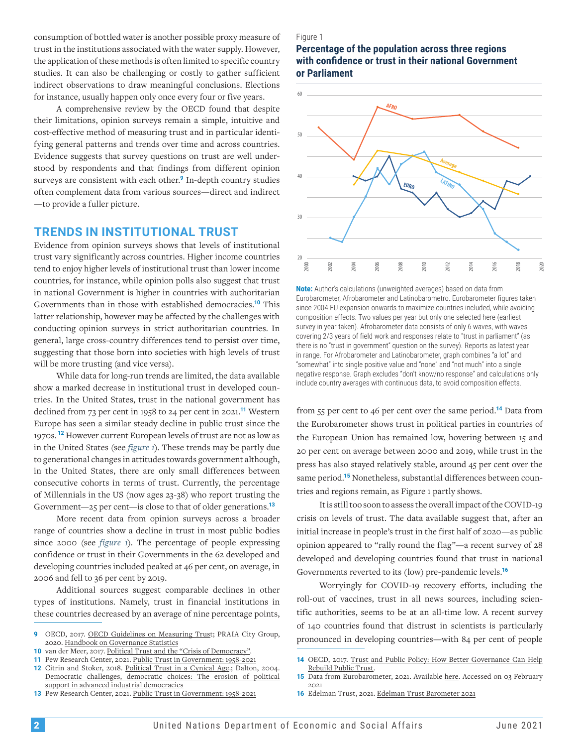consumption of bottled water is another possible proxy measure of trust in the institutions associated with the water supply. However, the application of these methods is often limited to specific country studies. It can also be challenging or costly to gather sufficient indirect observations to draw meaningful conclusions. Elections for instance, usually happen only once every four or five years.

A comprehensive review by the OECD found that despite their limitations, opinion surveys remain a simple, intuitive and cost-effective method of measuring trust and in particular identifying general patterns and trends over time and across countries. Evidence suggests that survey questions on trust are well understood by respondents and that findings from different opinion surveys are consistent with each other.[9] In-depth country studies often complement data from various sources—direct and indirect—to provide a fuller picture.

## TRENDS IN INSTITUTIONAL TRUST

Evidence from opinion surveys shows that levels of institutional trust vary significantly across countries. Higher income countries tend to enjoy higher levels of institutional trust than lower income countries, for instance, while opinion polls also suggest that trust in national Government is higher in countries with authoritarian Governments than in those with established democracies.[10] This latter relationship, however may be affected by the challenges with conducting opinion surveys in strict authoritarian countries. In general, large cross-country differences tend to persist over time, suggesting that those born into societies with high levels of trust will be more trusting (and vice versa).

While data for long-run trends are limited, the data available show a marked decrease in institutional trust in developed countries. In the United States, trust in the national government has declined from 73 per cent in 1958 to 24 per cent in 2021.[11] Western Europe has seen a similar steady decline in public trust since the 1970s.[12] However current European levels of trust are not as low as in the United States (see *figure 1*). These trends may be partly due to generational changes in attitudes towards government although, in the United States, there are only small differences between consecutive cohorts in terms of trust. Currently, the percentage of Millennials in the US (now ages 23-38) who report trusting the Government—25 per cent—is close to that of older generations.[13]

More recent data from opinion surveys across a broader range of countries show a decline in trust in most public bodies since 2000 (see *figure 1*). The percentage of people expressing confidence or trust in their Governments in the 62 developed and developing countries included peaked at 46 per cent, on average, in 2006 and fell to 36 per cent by 2019.

Additional sources suggest comparable declines in other types of institutions. Namely, trust in financial institutions in these countries decreased by an average of nine percentage points, from 55 per cent to 46 per cent over the same period.[14] Data from the Eurobarometer shows trust in political parties in countries of the European Union has remained low, hovering between 15 and 20 per cent on average between 2000 and 2019, while trust in the press has also stayed relatively stable, around 45 per cent over the same period.[15] Nonetheless, substantial differences between countries and regions remain, as Figure 1 partly shows.

It is still too soon to assess the overall impact of the COVID-19 crisis on levels of trust. The data available suggest that, after an initial increase in people's trust in the first half of 2020—as public opinion appeared to "rally round the flag"—a recent survey of 28 developed and developing countries found that trust in national Governments reverted to its (low) pre-pandemic levels.[16]

Worryingly for COVID-19 recovery efforts, including the roll-out of vaccines, trust in all news sources, including scientific authorities, seems to be at an all-time low. A recent survey of 140 countries found that distrust in scientists is particularly pronounced in developing countries—with 84 per cent of people

Figure 1

**Percentage of the population across three regions with confidence or trust in their national Government or Parliament**

**Note:** Author's calculations (unweighted averages) based on data from Eurobarometer, Afrobarometer and Latinobarometro. Eurobarometer figures taken since 2004 EU expansion onwards to maximize countries included, while avoiding composition effects. Two values per year but only one selected here (earliest survey in year taken). Afrobarometer data consists of only 6 waves, with waves covering 2/3 years of field work and responses relate to "trust in parliament" (as there is no "trust in government" question on the survey). Reports as latest year in range. For Afrobarometer and Latinobarometer, graph combines "a lot" and "somewhat" into single positive value and "none" and "not much" into a single negative response. Graph excludes "don't know/no response" and calculations only include country averages with continuous data, to avoid composition effects.

---

9 OECD, 2017. OECD Guidelines on Measuring Trust; PRAIA City Group, 2020. Handbook on Governance Statistics

10 van der Meer, 2017. Political Trust and the "Crisis of Democracy".

11 Pew Research Center, 2021. Public Trust in Government: 1958-2021

12 Citrin and Stoker, 2018. Political Trust in a Cynical Age.; Dalton, 2004. Democratic challenges, democratic choices: The erosion of political support in advanced industrial democracies

13 Pew Research Center, 2021. Public Trust in Government: 1958-2021

14 OECD, 2017. Trust and Public Policy: How Better Governance Can Help Rebuild Public Trust.

15 Data from Eurobarometer, 2021. Available here. Accessed on 03 February 2021

16 Edelman Trust, 2021. Edelman Trust Barometer 2021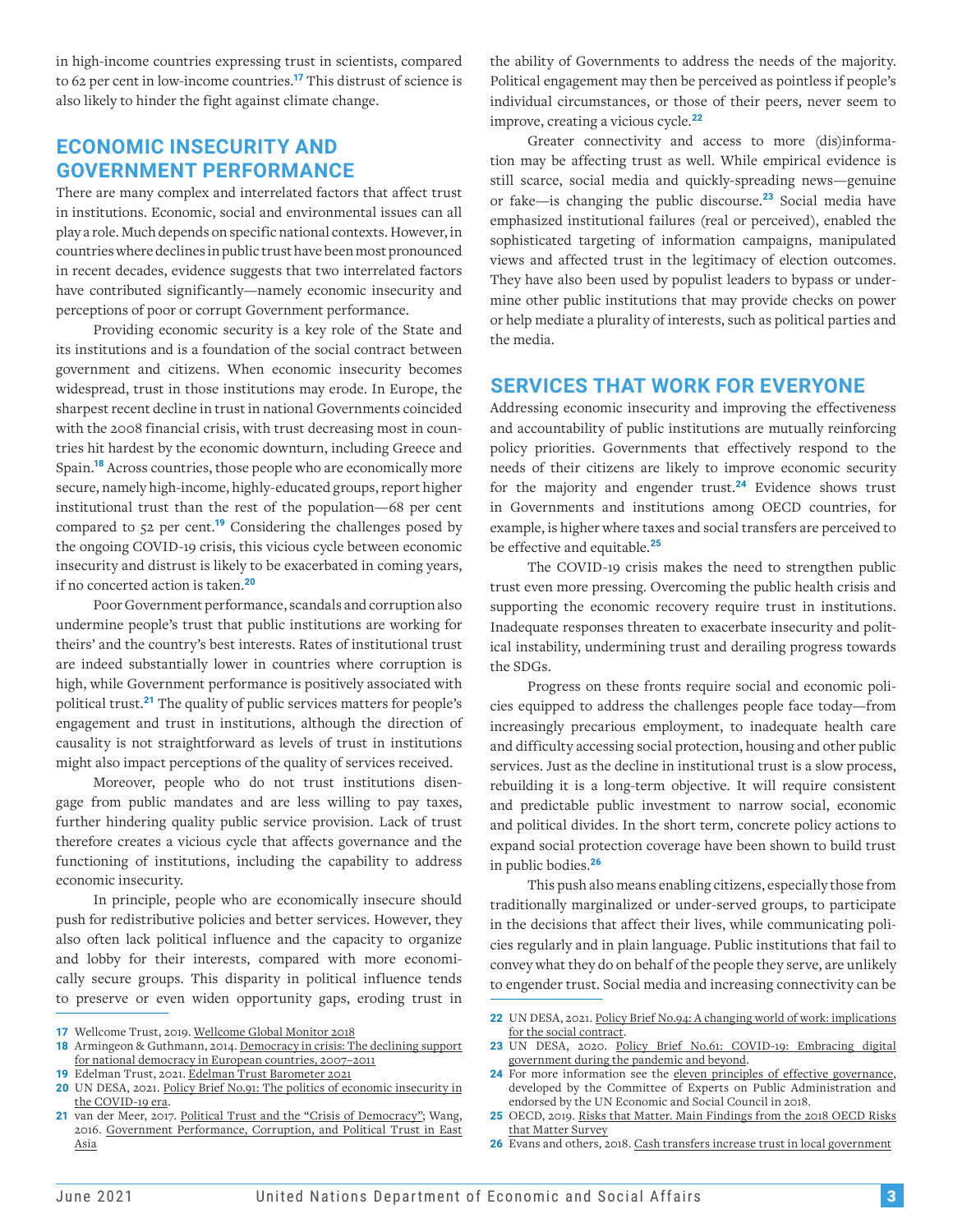in high-income countries expressing trust in scientists, compared to 62 per cent in low-income countries.[17] This distrust of science is also likely to hinder the fight against climate change.

## ECONOMIC INSECURITY AND GOVERNMENT PERFORMANCE

There are many complex and interrelated factors that affect trust in institutions. Economic, social and environmental issues can all play a role. Much depends on specific national contexts. However, in countries where declines in public trust have been most pronounced in recent decades, evidence suggests that two interrelated factors have contributed significantly—namely economic insecurity and perceptions of poor or corrupt Government performance.

Providing economic security is a key role of the State and its institutions and is a foundation of the social contract between government and citizens. When economic insecurity becomes widespread, trust in those institutions may erode. In Europe, the sharpest recent decline in trust in national Governments coincided with the 2008 financial crisis, with trust decreasing most in countries hit hardest by the economic downturn, including Greece and Spain.[18] Across countries, those people who are economically more secure, namely high-income, highly-educated groups, report higher institutional trust than the rest of the population—68 per cent compared to 52 per cent.[19] Considering the challenges posed by the ongoing COVID-19 crisis, this vicious cycle between economic insecurity and distrust is likely to be exacerbated in coming years, if no concerted action is taken.[20]

Poor Government performance, scandals and corruption also undermine people's trust that public institutions are working for theirs' and the country's best interests. Rates of institutional trust are indeed substantially lower in countries where corruption is high, while Government performance is positively associated with political trust.[21] The quality of public services matters for people's engagement and trust in institutions, although the direction of causality is not straightforward as levels of trust in institutions might also impact perceptions of the quality of services received.

Moreover, people who do not trust institutions disengage from public mandates and are less willing to pay taxes, further hindering quality public service provision. Lack of trust therefore creates a vicious cycle that affects governance and the functioning of institutions, including the capability to address economic insecurity.

In principle, people who are economically insecure should push for redistributive policies and better services. However, they also often lack political influence and the capacity to organize and lobby for their interests, compared with more economically secure groups. This disparity in political influence tends to preserve or even widen opportunity gaps, eroding trust in the ability of Governments to address the needs of the majority. Political engagement may then be perceived as pointless if people's individual circumstances, or those of their peers, never seem to improve, creating a vicious cycle.[22]

Greater connectivity and access to more (dis)information may be affecting trust as well. While empirical evidence is still scarce, social media and quickly-spreading news—genuine or fake—is changing the public discourse.[23] Social media have emphasized institutional failures (real or perceived), enabled the sophisticated targeting of information campaigns, manipulated views and affected trust in the legitimacy of election outcomes. They have also been used by populist leaders to bypass or undermine other public institutions that may provide checks on power or help mediate a plurality of interests, such as political parties and the media.

## SERVICES THAT WORK FOR EVERYONE

Addressing economic insecurity and improving the effectiveness and accountability of public institutions are mutually reinforcing policy priorities. Governments that effectively respond to the needs of their citizens are likely to improve economic security for the majority and engender trust.[24] Evidence shows trust in Governments and institutions among OECD countries, for example, is higher where taxes and social transfers are perceived to be effective and equitable.[25]

The COVID-19 crisis makes the need to strengthen public trust even more pressing. Overcoming the public health crisis and supporting the economic recovery require trust in institutions. Inadequate responses threaten to exacerbate insecurity and political instability, undermining trust and derailing progress towards the SDGs.

Progress on these fronts require social and economic policies equipped to address the challenges people face today—from increasingly precarious employment, to inadequate health care and difficulty accessing social protection, housing and other public services. Just as the decline in institutional trust is a slow process, rebuilding it is a long-term objective. It will require consistent and predictable public investment to narrow social, economic and political divides. In the short term, concrete policy actions to expand social protection coverage have been shown to build trust in public bodies.[26]

This push also means enabling citizens, especially those from traditionally marginalized or under-served groups, to participate in the decisions that affect their lives, while communicating policies regularly and in plain language. Public institutions that fail to convey what they do on behalf of the people they serve, are unlikely to engender trust. Social media and increasing connectivity can be

---

17 Wellcome Trust, 2019. Wellcome Global Monitor 2018

18 Armingeon & Guthmann, 2014. Democracy in crisis: The declining support for national democracy in European countries, 2007–2011

19 Edelman Trust, 2021. Edelman Trust Barometer 2021

20 UN DESA, 2021. Policy Brief No.91: The politics of economic insecurity in the COVID-19 era.

21 van der Meer, 2017. Political Trust and the "Crisis of Democracy"; Wang, 2016. Government Performance, Corruption, and Political Trust in East Asia

22 UN DESA, 2021. Policy Brief No.94: A changing world of work: implications for the social contract.

23 UN DESA, 2020. Policy Brief No.61: COVID-19: Embracing digital government during the pandemic and beyond.

24 For more information see the eleven principles of effective governance, developed by the Committee of Experts on Public Administration and endorsed by the UN Economic and Social Council in 2018.

25 OECD, 2019. Risks that Matter. Main Findings from the 2018 OECD Risks that Matter Survey

26 Evans and others, 2018. Cash transfers increase trust in local government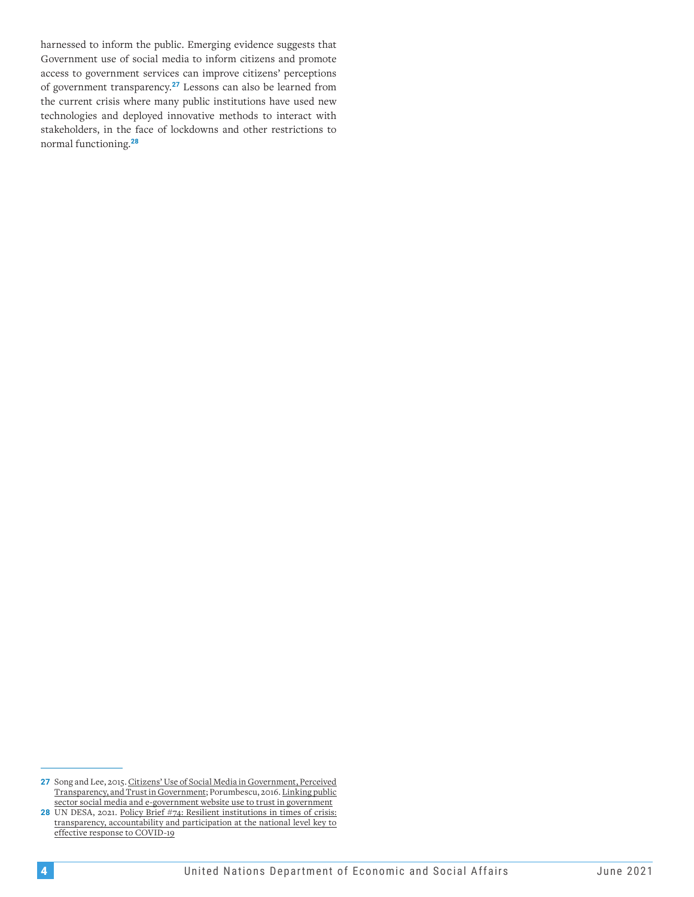harnessed to inform the public. Emerging evidence suggests that Government use of social media to inform citizens and promote access to government services can improve citizens' perceptions of government transparency.[27] Lessons can also be learned from the current crisis where many public institutions have used new technologies and deployed innovative methods to interact with stakeholders, in the face of lockdowns and other restrictions to normal functioning.[28]

---

**27** Song and Lee, 2015. Citizens' Use of Social Media in Government, Perceived Transparency, and Trust in Government; Porumbescu, 2016. Linking public sector social media and e-government website use to trust in government

**28** UN DESA, 2021. Policy Brief #74: Resilient institutions in times of crisis: transparency, accountability and participation at the national level key to effective response to COVID-19